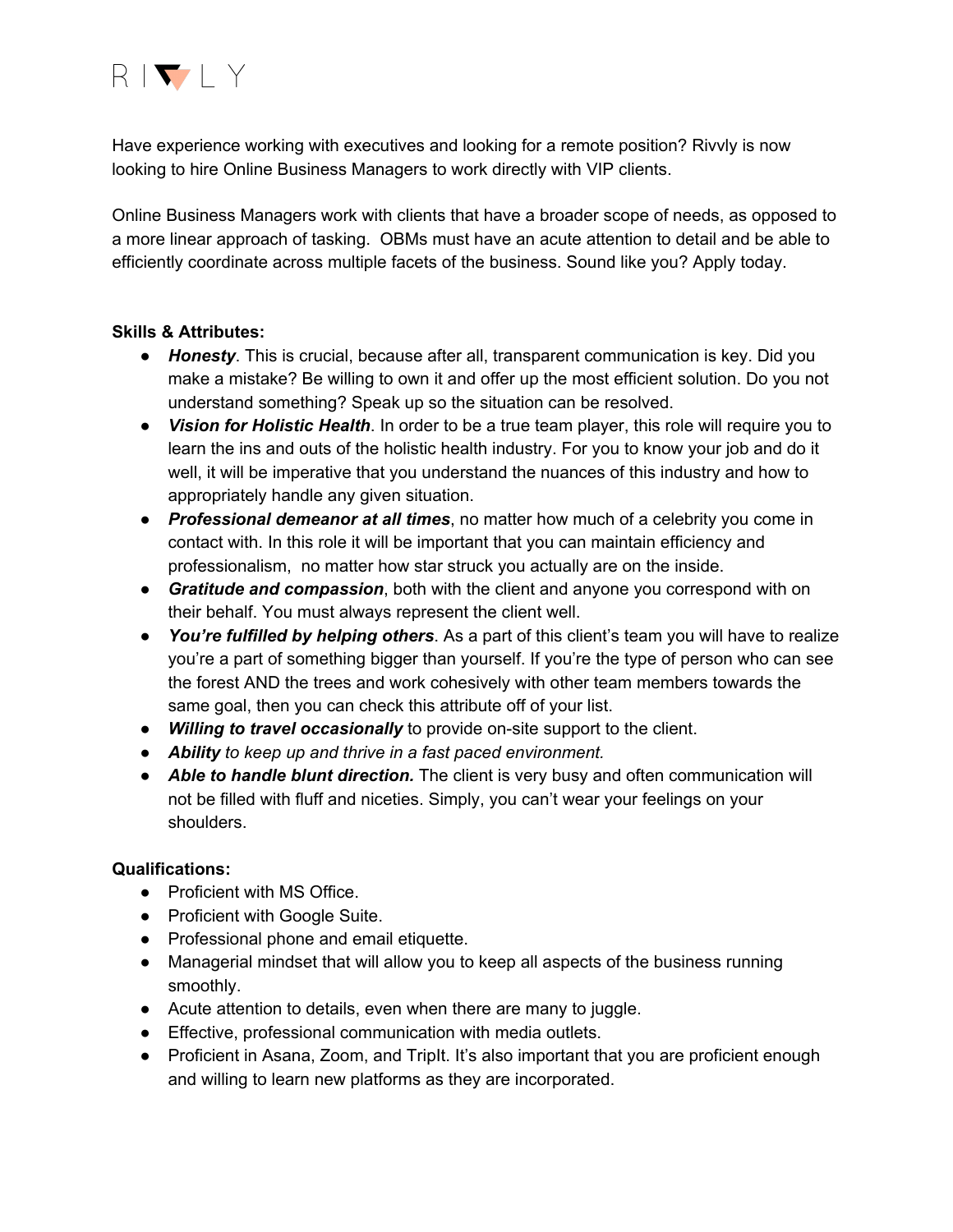RIVVLY

Have experience working with executives and looking for a remote position? Rivvly is now looking to hire Online Business Managers to work directly with VIP clients.

Online Business Managers work with clients that have a broader scope of needs, as opposed to a more linear approach of tasking. OBMs must have an acute attention to detail and be able to efficiently coordinate across multiple facets of the business. Sound like you? Apply today.

**Skills & Attributes:**

- ***Honesty***. This is crucial, because after all, transparent communication is key. Did you make a mistake? Be willing to own it and offer up the most efficient solution. Do you not understand something? Speak up so the situation can be resolved.
- ***Vision for Holistic Health***. In order to be a true team player, this role will require you to learn the ins and outs of the holistic health industry. For you to know your job and do it well, it will be imperative that you understand the nuances of this industry and how to appropriately handle any given situation.
- ***Professional demeanor at all times***, no matter how much of a celebrity you come in contact with. In this role it will be important that you can maintain efficiency and professionalism, no matter how star struck you actually are on the inside.
- ***Gratitude and compassion***, both with the client and anyone you correspond with on their behalf. You must always represent the client well.
- ***You're fulfilled by helping others***. As a part of this client's team you will have to realize you're a part of something bigger than yourself. If you're the type of person who can see the forest AND the trees and work cohesively with other team members towards the same goal, then you can check this attribute off of your list.
- ***Willing to travel occasionally*** to provide on-site support to the client.
- ***Ability*** *to keep up and thrive in a fast paced environment.*
- ***Able to handle blunt direction.*** The client is very busy and often communication will not be filled with fluff and niceties. Simply, you can't wear your feelings on your shoulders.

**Qualifications:**

- Proficient with MS Office.
- Proficient with Google Suite.
- Professional phone and email etiquette.
- Managerial mindset that will allow you to keep all aspects of the business running smoothly.
- Acute attention to details, even when there are many to juggle.
- Effective, professional communication with media outlets.
- Proficient in Asana, Zoom, and TripIt. It's also important that you are proficient enough and willing to learn new platforms as they are incorporated.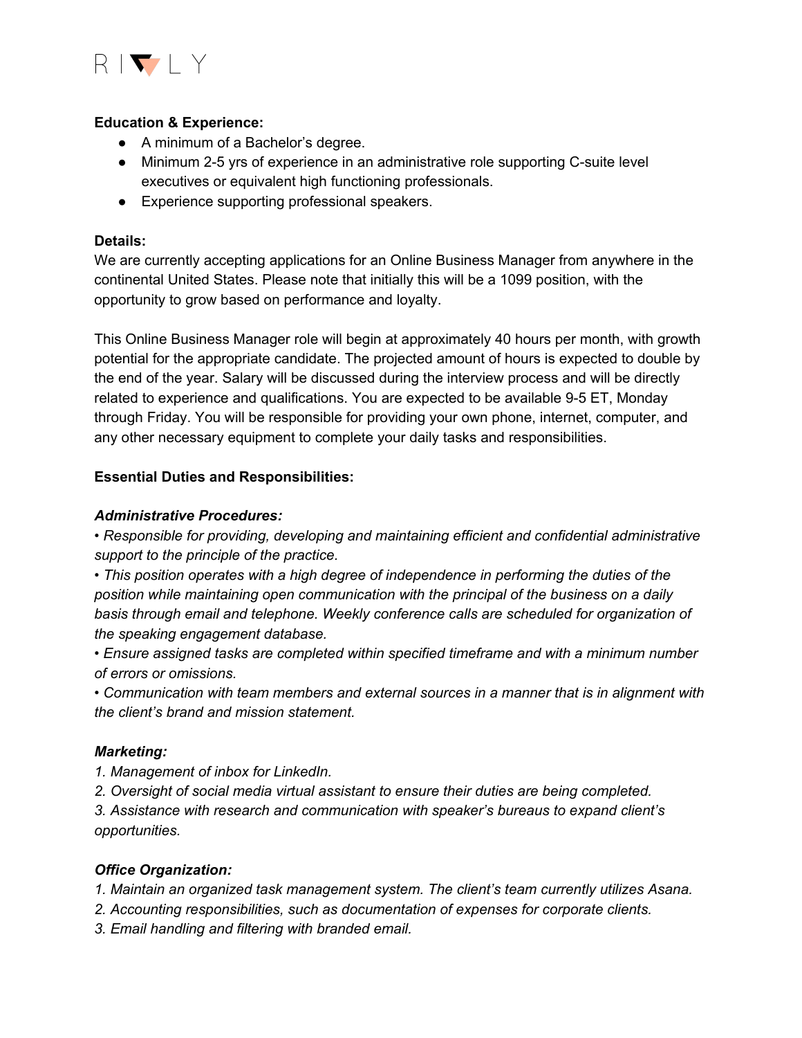**Education & Experience:**

- A minimum of a Bachelor's degree.
- Minimum 2-5 yrs of experience in an administrative role supporting C-suite level executives or equivalent high functioning professionals.
- Experience supporting professional speakers.

**Details:**

We are currently accepting applications for an Online Business Manager from anywhere in the continental United States. Please note that initially this will be a 1099 position, with the opportunity to grow based on performance and loyalty.

This Online Business Manager role will begin at approximately 40 hours per month, with growth potential for the appropriate candidate. The projected amount of hours is expected to double by the end of the year. Salary will be discussed during the interview process and will be directly related to experience and qualifications. You are expected to be available 9-5 ET, Monday through Friday. You will be responsible for providing your own phone, internet, computer, and any other necessary equipment to complete your daily tasks and responsibilities.

**Essential Duties and Responsibilities:**

***Administrative Procedures:***

*• Responsible for providing, developing and maintaining efficient and confidential administrative support to the principle of the practice.*

*• This position operates with a high degree of independence in performing the duties of the position while maintaining open communication with the principal of the business on a daily basis through email and telephone. Weekly conference calls are scheduled for organization of the speaking engagement database.*

*• Ensure assigned tasks are completed within specified timeframe and with a minimum number of errors or omissions.*

*• Communication with team members and external sources in a manner that is in alignment with the client's brand and mission statement.*

***Marketing:***

*1. Management of inbox for LinkedIn.*

*2. Oversight of social media virtual assistant to ensure their duties are being completed.*

*3. Assistance with research and communication with speaker's bureaus to expand client's opportunities.*

***Office Organization:***

*1. Maintain an organized task management system. The client's team currently utilizes Asana.*

*2. Accounting responsibilities, such as documentation of expenses for corporate clients.*

*3. Email handling and filtering with branded email.*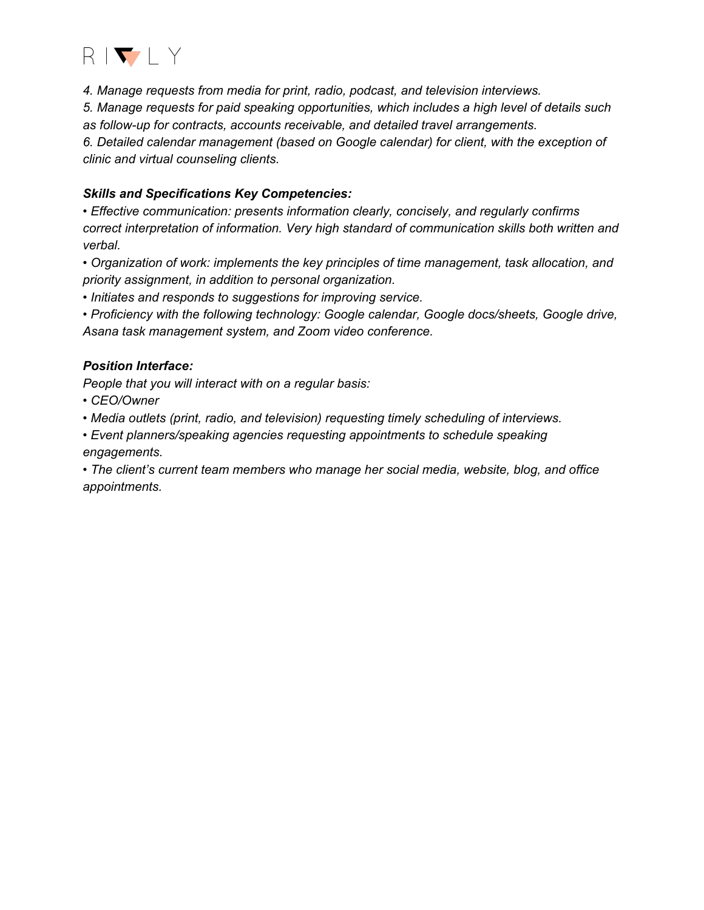*4. Manage requests from media for print, radio, podcast, and television interviews.*
*5. Manage requests for paid speaking opportunities, which includes a high level of details such as follow-up for contracts, accounts receivable, and detailed travel arrangements.*
*6. Detailed calendar management (based on Google calendar) for client, with the exception of clinic and virtual counseling clients.*

***Skills and Specifications Key Competencies:***

- *Effective communication: presents information clearly, concisely, and regularly confirms correct interpretation of information. Very high standard of communication skills both written and verbal.*
- *Organization of work: implements the key principles of time management, task allocation, and priority assignment, in addition to personal organization.*
- *Initiates and responds to suggestions for improving service.*
- *Proficiency with the following technology: Google calendar, Google docs/sheets, Google drive, Asana task management system, and Zoom video conference.*

***Position Interface:***

*People that you will interact with on a regular basis:*

- *CEO/Owner*
- *Media outlets (print, radio, and television) requesting timely scheduling of interviews.*
- *Event planners/speaking agencies requesting appointments to schedule speaking engagements.*
- *The client's current team members who manage her social media, website, blog, and office appointments.*